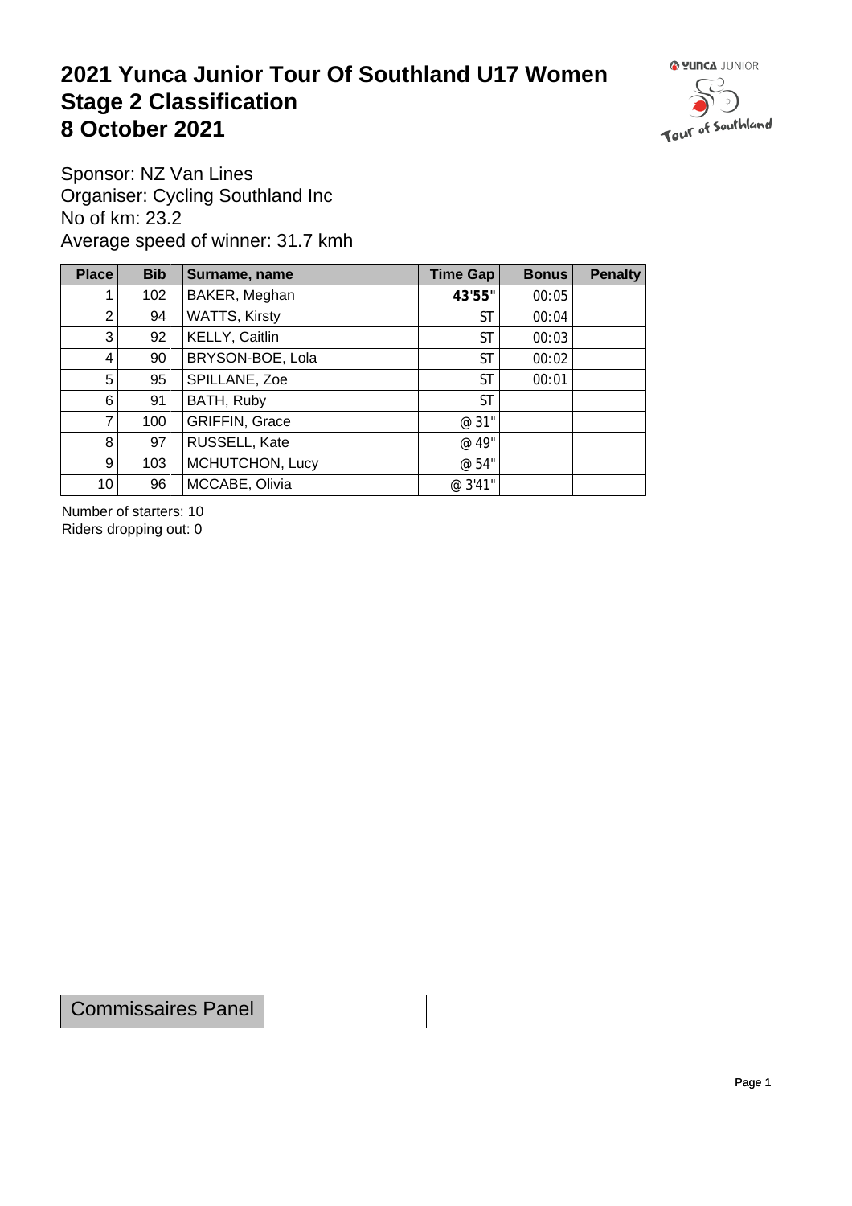# 2021 Yunca Junior Tour Of Southland U17 Women
# Stage 2 Classification
# 8 October 2021

Sponsor: NZ Van Lines
Organiser: Cycling Southland Inc
No of km: 23.2
Average speed of winner: 31.7 kmh

| Place | Bib | Surname, name | Time Gap | Bonus | Penalty |
|---|---|---|---|---|---|
| 1 | 102 | BAKER, Meghan | **43'55"** | 00:05 | |
| 2 | 94 | WATTS, Kirsty | ST | 00:04 | |
| 3 | 92 | KELLY, Caitlin | ST | 00:03 | |
| 4 | 90 | BRYSON-BOE, Lola | ST | 00:02 | |
| 5 | 95 | SPILLANE, Zoe | ST | 00:01 | |
| 6 | 91 | BATH, Ruby | ST | | |
| 7 | 100 | GRIFFIN, Grace | @ 31" | | |
| 8 | 97 | RUSSELL, Kate | @ 49" | | |
| 9 | 103 | MCHUTCHON, Lucy | @ 54" | | |
| 10 | 96 | MCCABE, Olivia | @ 3'41" | | |

Number of starters: 10
Riders dropping out: 0

| Commissaires Panel | |
|---|---|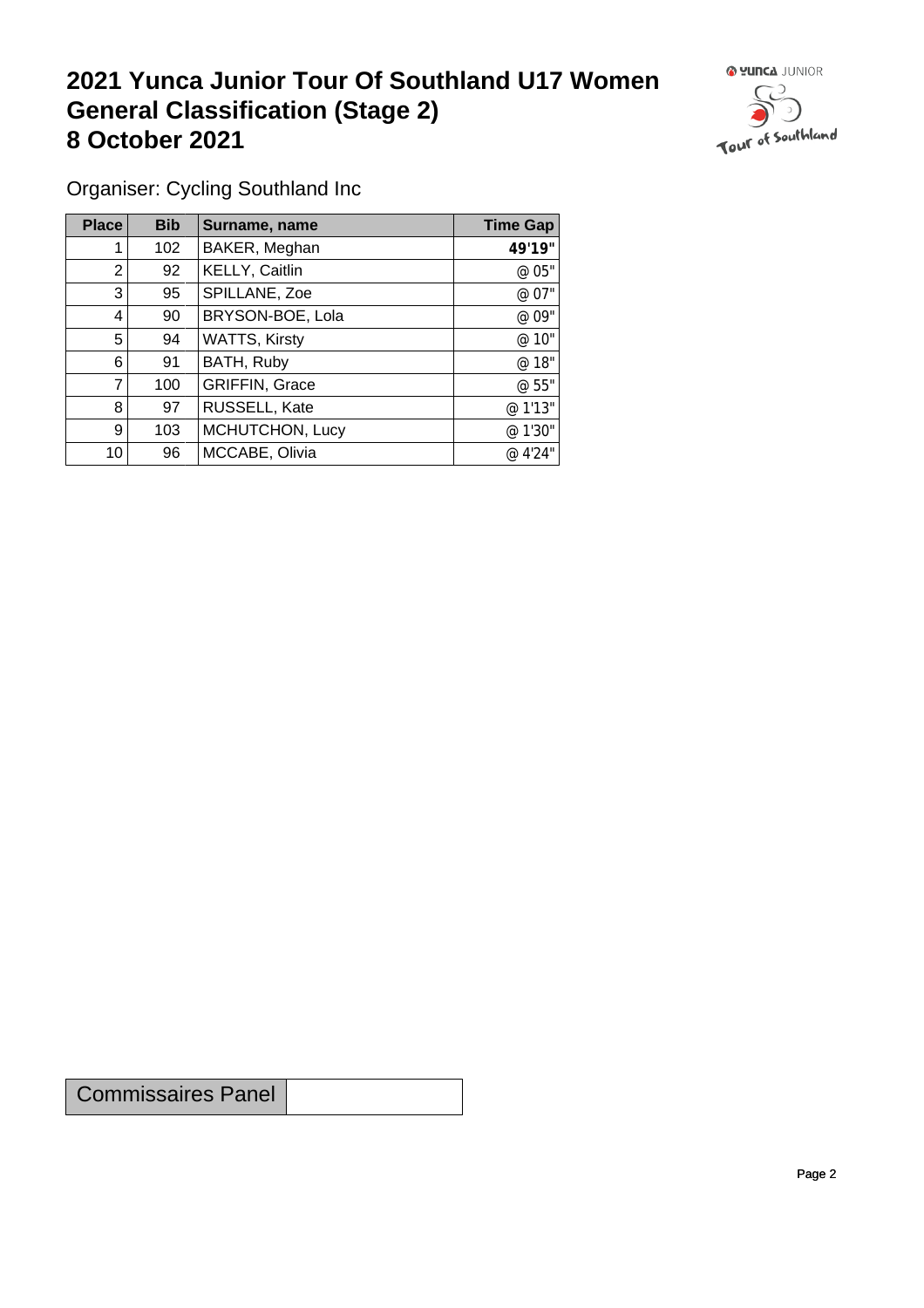# 2021 Yunca Junior Tour Of Southland U17 Women General Classification (Stage 2) 8 October 2021

Organiser: Cycling Southland Inc

| Place | Bib | Surname, name | Time Gap |
|---|---|---|---|
| 1 | 102 | BAKER, Meghan | **49'19"** |
| 2 | 92 | KELLY, Caitlin | @ 05" |
| 3 | 95 | SPILLANE, Zoe | @ 07" |
| 4 | 90 | BRYSON-BOE, Lola | @ 09" |
| 5 | 94 | WATTS, Kirsty | @ 10" |
| 6 | 91 | BATH, Ruby | @ 18" |
| 7 | 100 | GRIFFIN, Grace | @ 55" |
| 8 | 97 | RUSSELL, Kate | @ 1'13" |
| 9 | 103 | MCHUTCHON, Lucy | @ 1'30" |
| 10 | 96 | MCCABE, Olivia | @ 4'24" |

| Commissaires Panel | |
|---|---|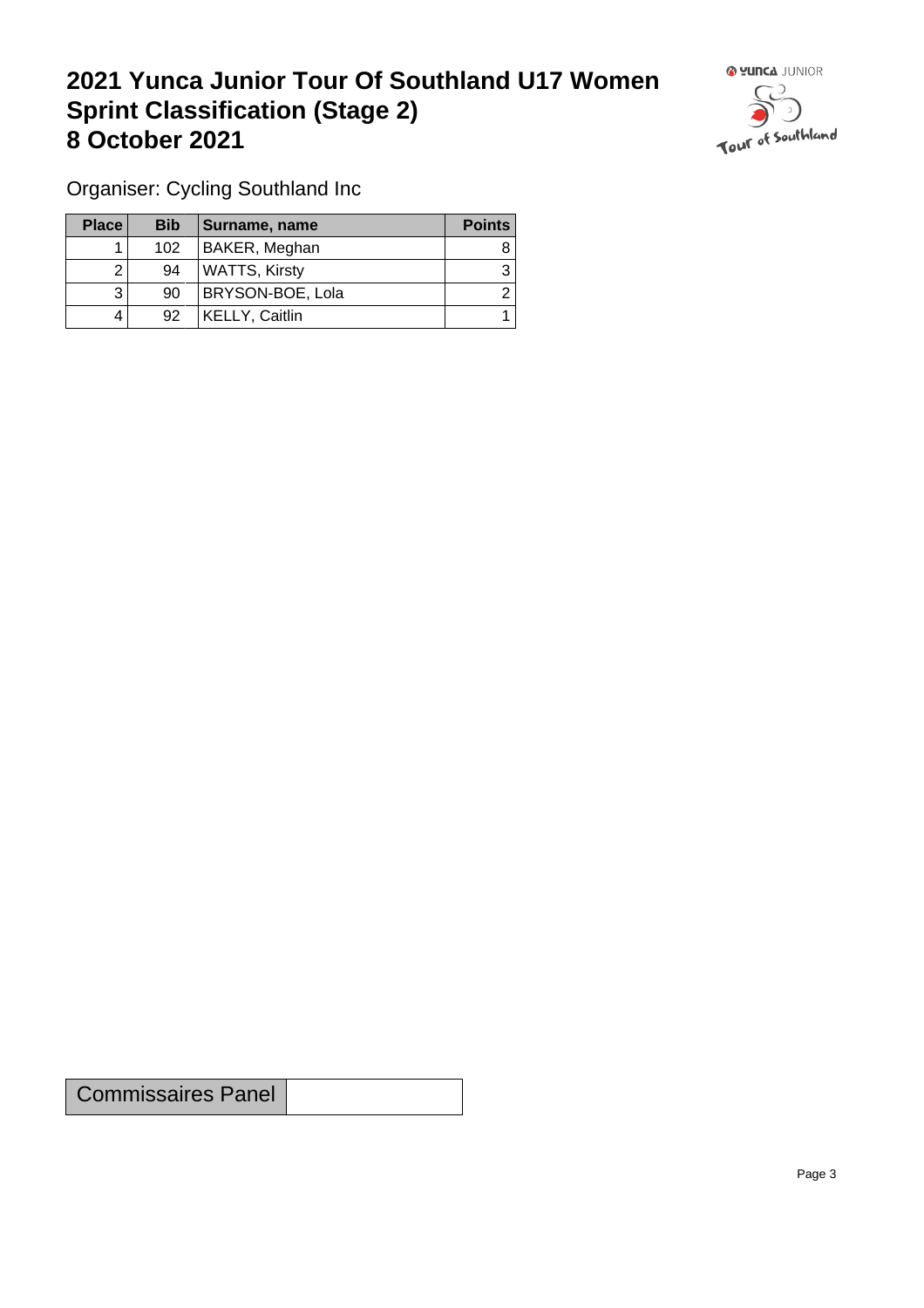# 2021 Yunca Junior Tour Of Southland U17 Women
# Sprint Classification (Stage 2)
# 8 October 2021

Organiser: Cycling Southland Inc

| Place | Bib | Surname, name | Points |
|---|---|---|---|
| 1 | 102 | BAKER, Meghan | 8 |
| 2 | 94 | WATTS, Kirsty | 3 |
| 3 | 90 | BRYSON-BOE, Lola | 2 |
| 4 | 92 | KELLY, Caitlin | 1 |

| Commissaires Panel | |
|---|---|